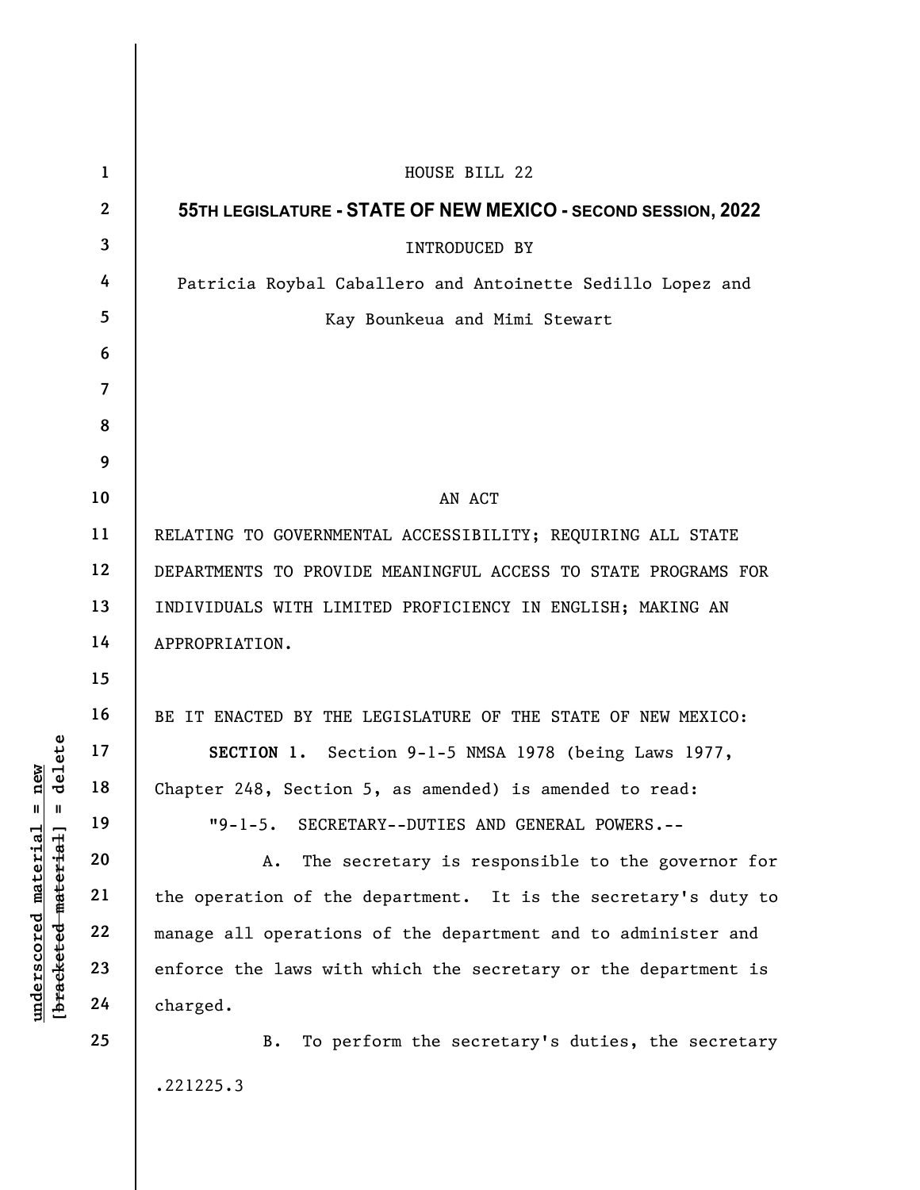HOUSE BILL 22

**55TH LEGISLATURE - STATE OF NEW MEXICO - SECOND SESSION, 2022**

INTRODUCED BY

Patricia Roybal Caballero and Antoinette Sedillo Lopez and Kay Bounkeua and Mimi Stewart

AN ACT

RELATING TO GOVERNMENTAL ACCESSIBILITY; REQUIRING ALL STATE DEPARTMENTS TO PROVIDE MEANINGFUL ACCESS TO STATE PROGRAMS FOR INDIVIDUALS WITH LIMITED PROFICIENCY IN ENGLISH; MAKING AN APPROPRIATION.

BE IT ENACTED BY THE LEGISLATURE OF THE STATE OF NEW MEXICO:

**SECTION 1.** Section 9-1-5 NMSA 1978 (being Laws 1977, Chapter 248, Section 5, as amended) is amended to read:

"9-1-5. SECRETARY--DUTIES AND GENERAL POWERS.--

A. The secretary is responsible to the governor for the operation of the department. It is the secretary's duty to manage all operations of the department and to administer and enforce the laws with which the secretary or the department is charged.

B. To perform the secretary's duties, the secretary

.221225.3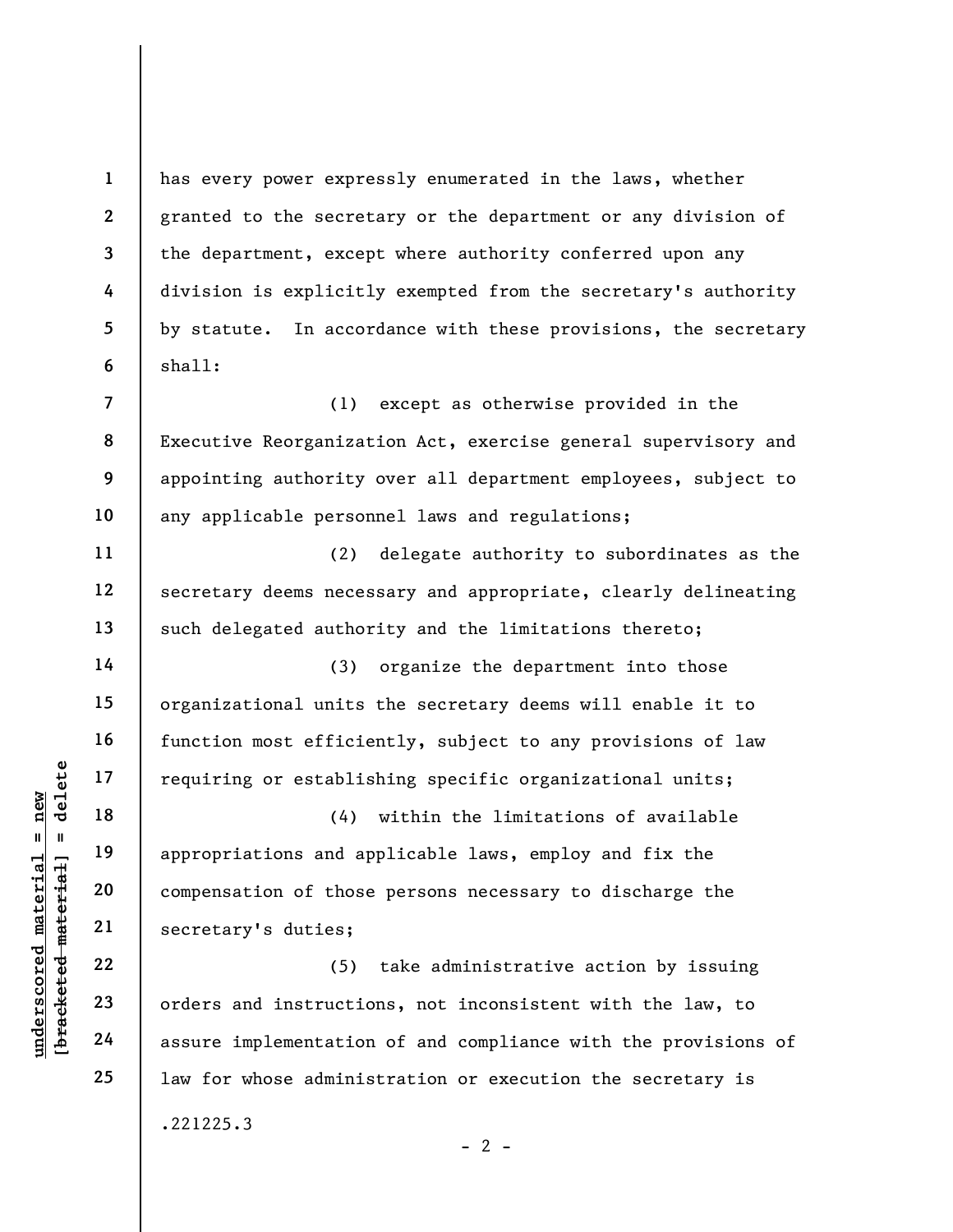has every power expressly enumerated in the laws, whether granted to the secretary or the department or any division of the department, except where authority conferred upon any division is explicitly exempted from the secretary's authority by statute. In accordance with these provisions, the secretary shall:

(1) except as otherwise provided in the Executive Reorganization Act, exercise general supervisory and appointing authority over all department employees, subject to any applicable personnel laws and regulations;

(2) delegate authority to subordinates as the secretary deems necessary and appropriate, clearly delineating such delegated authority and the limitations thereto;

(3) organize the department into those organizational units the secretary deems will enable it to function most efficiently, subject to any provisions of law requiring or establishing specific organizational units;

(4) within the limitations of available appropriations and applicable laws, employ and fix the compensation of those persons necessary to discharge the secretary's duties;

(5) take administrative action by issuing orders and instructions, not inconsistent with the law, to assure implementation of and compliance with the provisions of law for whose administration or execution the secretary is

.221225.3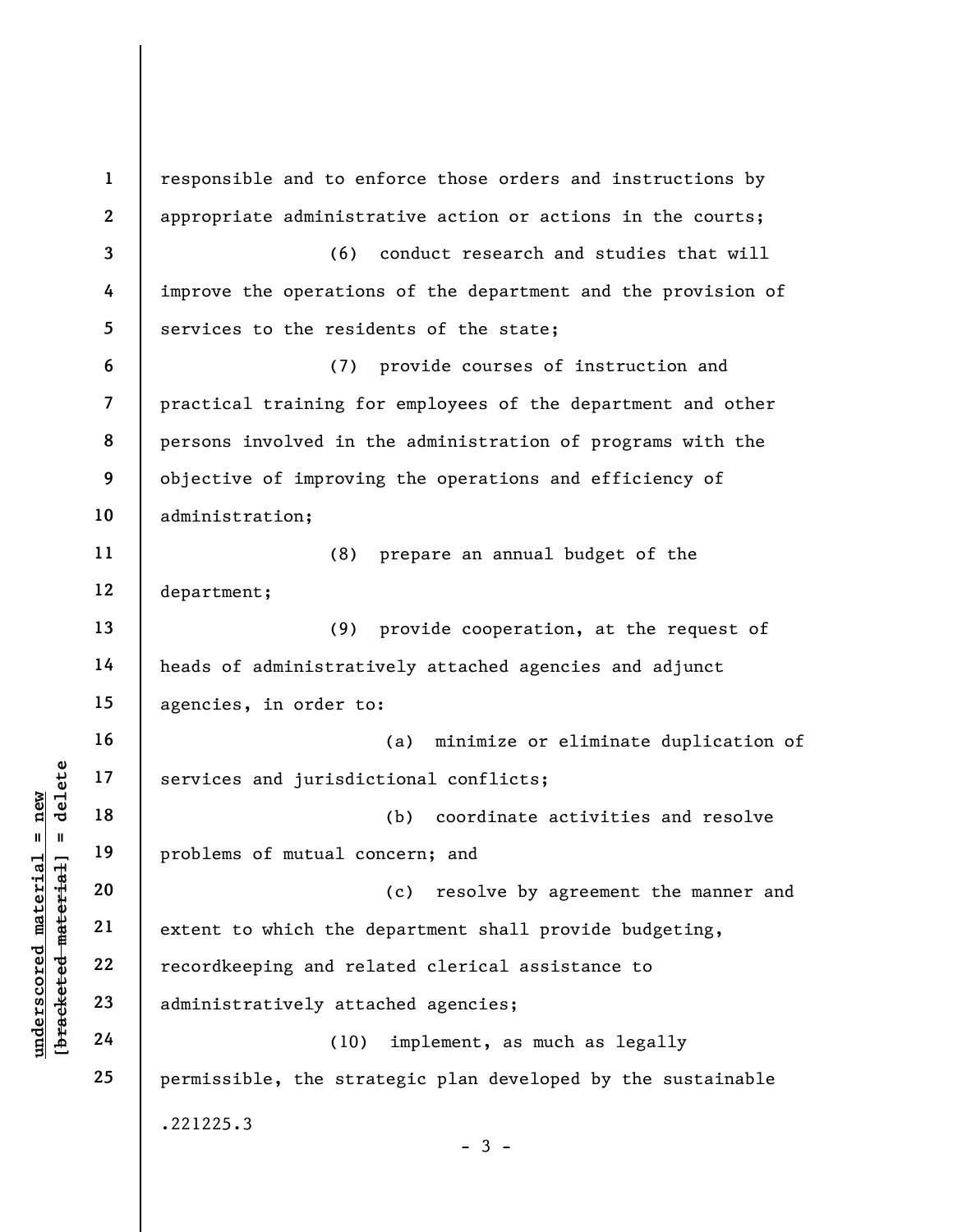responsible and to enforce those orders and instructions by appropriate administrative action or actions in the courts;

(6) conduct research and studies that will improve the operations of the department and the provision of services to the residents of the state;

(7) provide courses of instruction and practical training for employees of the department and other persons involved in the administration of programs with the objective of improving the operations and efficiency of administration;

(8) prepare an annual budget of the department;

(9) provide cooperation, at the request of heads of administratively attached agencies and adjunct agencies, in order to:

(a) minimize or eliminate duplication of services and jurisdictional conflicts;

(b) coordinate activities and resolve problems of mutual concern; and

(c) resolve by agreement the manner and extent to which the department shall provide budgeting, recordkeeping and related clerical assistance to administratively attached agencies;

(10) implement, as much as legally permissible, the strategic plan developed by the sustainable

.221225.3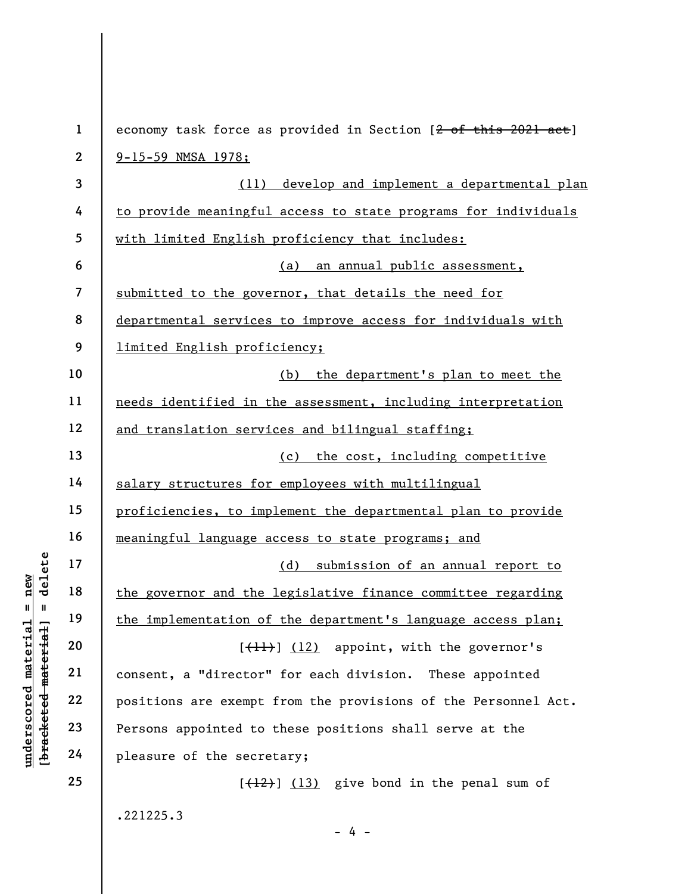economy task force as provided in Section [~~2 of this 2021 act~~] 9-15-59 NMSA 1978;

(11) develop and implement a departmental plan to provide meaningful access to state programs for individuals with limited English proficiency that includes:

(a) an annual public assessment, submitted to the governor, that details the need for departmental services to improve access for individuals with limited English proficiency;

(b) the department's plan to meet the needs identified in the assessment, including interpretation and translation services and bilingual staffing;

(c) the cost, including competitive salary structures for employees with multilingual proficiencies, to implement the departmental plan to provide meaningful language access to state programs; and

(d) submission of an annual report to the governor and the legislative finance committee regarding the implementation of the department's language access plan;

[~~(11)~~] (12) appoint, with the governor's consent, a "director" for each division. These appointed positions are exempt from the provisions of the Personnel Act. Persons appointed to these positions shall serve at the pleasure of the secretary;

[~~(12)~~] (13) give bond in the penal sum of

.221225.3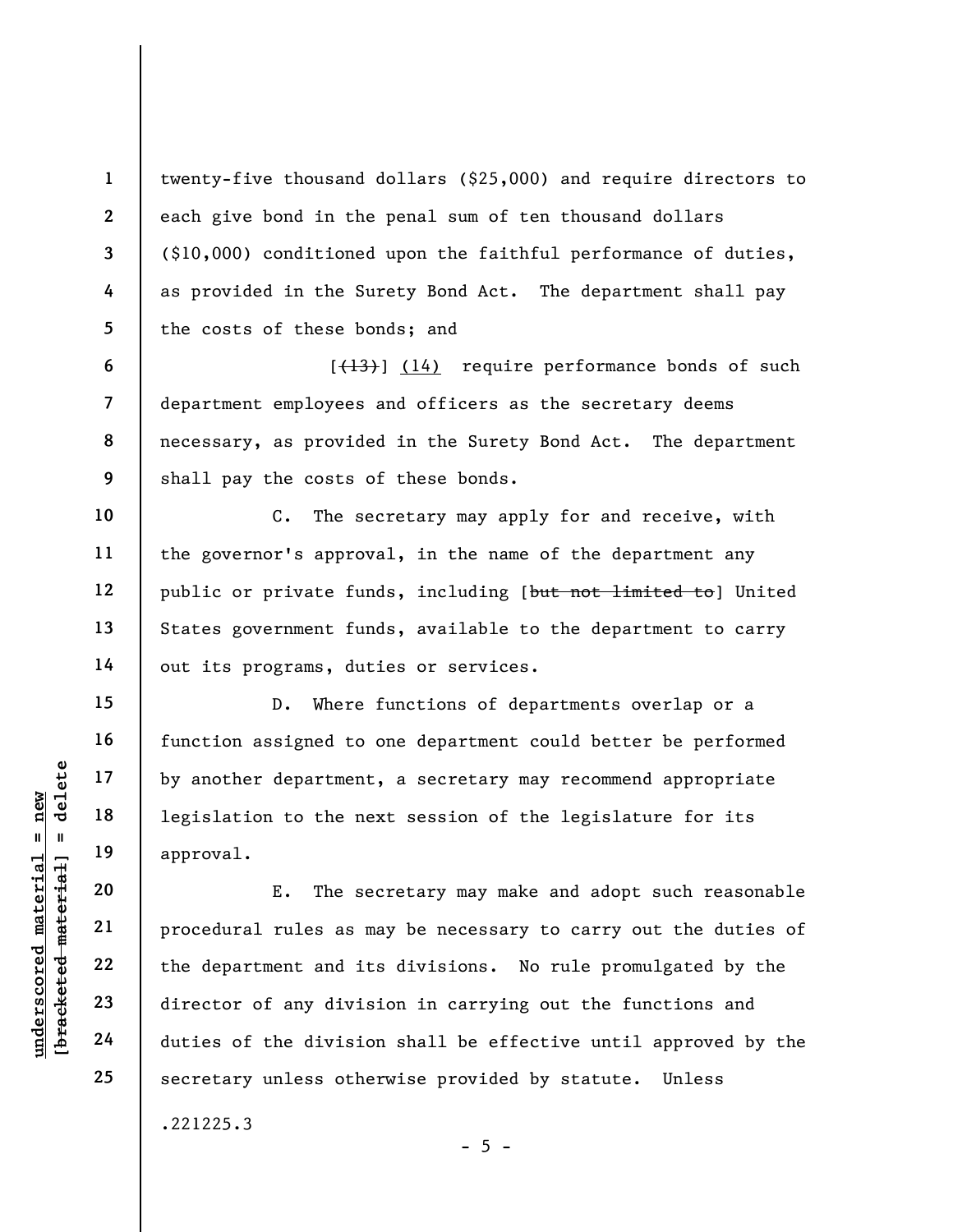twenty-five thousand dollars ($25,000) and require directors to each give bond in the penal sum of ten thousand dollars ($10,000) conditioned upon the faithful performance of duties, as provided in the Surety Bond Act. The department shall pay the costs of these bonds; and

[~~(13)~~] <u>(14)</u> require performance bonds of such department employees and officers as the secretary deems necessary, as provided in the Surety Bond Act. The department shall pay the costs of these bonds.

C. The secretary may apply for and receive, with the governor's approval, in the name of the department any public or private funds, including [~~but not limited to~~] United States government funds, available to the department to carry out its programs, duties or services.

D. Where functions of departments overlap or a function assigned to one department could better be performed by another department, a secretary may recommend appropriate legislation to the next session of the legislature for its approval.

E. The secretary may make and adopt such reasonable procedural rules as may be necessary to carry out the duties of the department and its divisions. No rule promulgated by the director of any division in carrying out the functions and duties of the division shall be effective until approved by the secretary unless otherwise provided by statute. Unless

.221225.3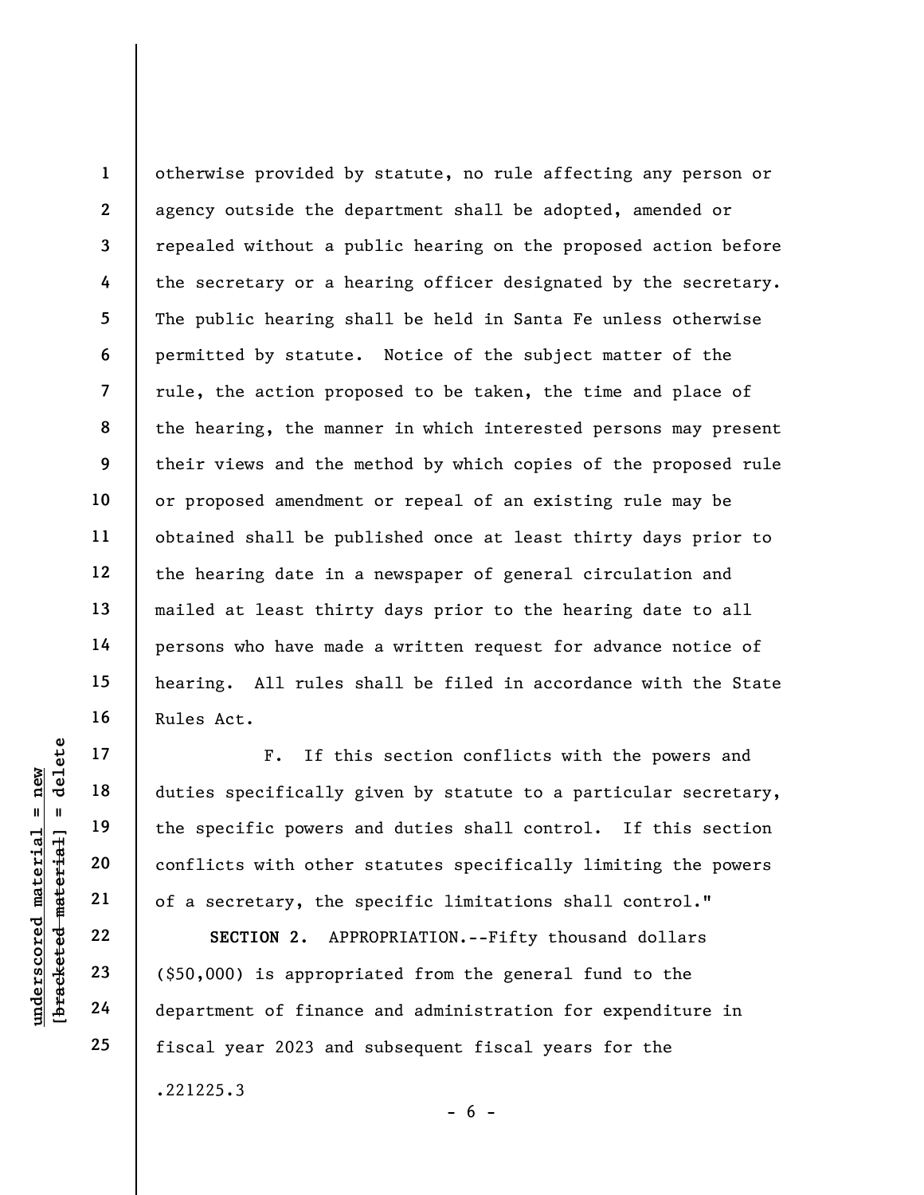otherwise provided by statute, no rule affecting any person or agency outside the department shall be adopted, amended or repealed without a public hearing on the proposed action before the secretary or a hearing officer designated by the secretary. The public hearing shall be held in Santa Fe unless otherwise permitted by statute. Notice of the subject matter of the rule, the action proposed to be taken, the time and place of the hearing, the manner in which interested persons may present their views and the method by which copies of the proposed rule or proposed amendment or repeal of an existing rule may be obtained shall be published once at least thirty days prior to the hearing date in a newspaper of general circulation and mailed at least thirty days prior to the hearing date to all persons who have made a written request for advance notice of hearing. All rules shall be filed in accordance with the State Rules Act.

F. If this section conflicts with the powers and duties specifically given by statute to a particular secretary, the specific powers and duties shall control. If this section conflicts with other statutes specifically limiting the powers of a secretary, the specific limitations shall control."

**SECTION 2.** APPROPRIATION.--Fifty thousand dollars ($50,000) is appropriated from the general fund to the department of finance and administration for expenditure in fiscal year 2023 and subsequent fiscal years for the

.221225.3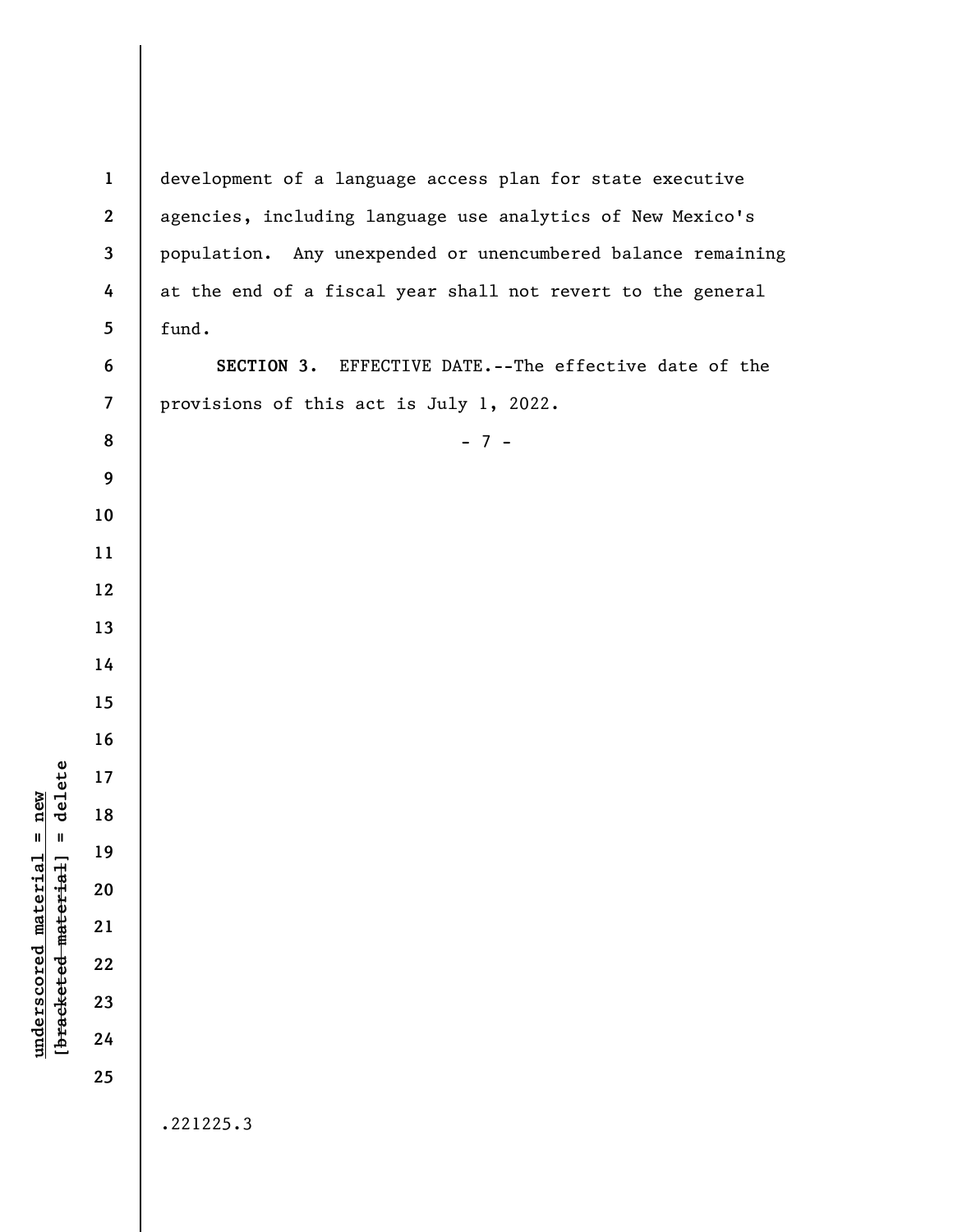development of a language access plan for state executive agencies, including language use analytics of New Mexico's population. Any unexpended or unencumbered balance remaining at the end of a fiscal year shall not revert to the general fund.

**SECTION 3.** EFFECTIVE DATE.--The effective date of the provisions of this act is July 1, 2022.

.221225.3